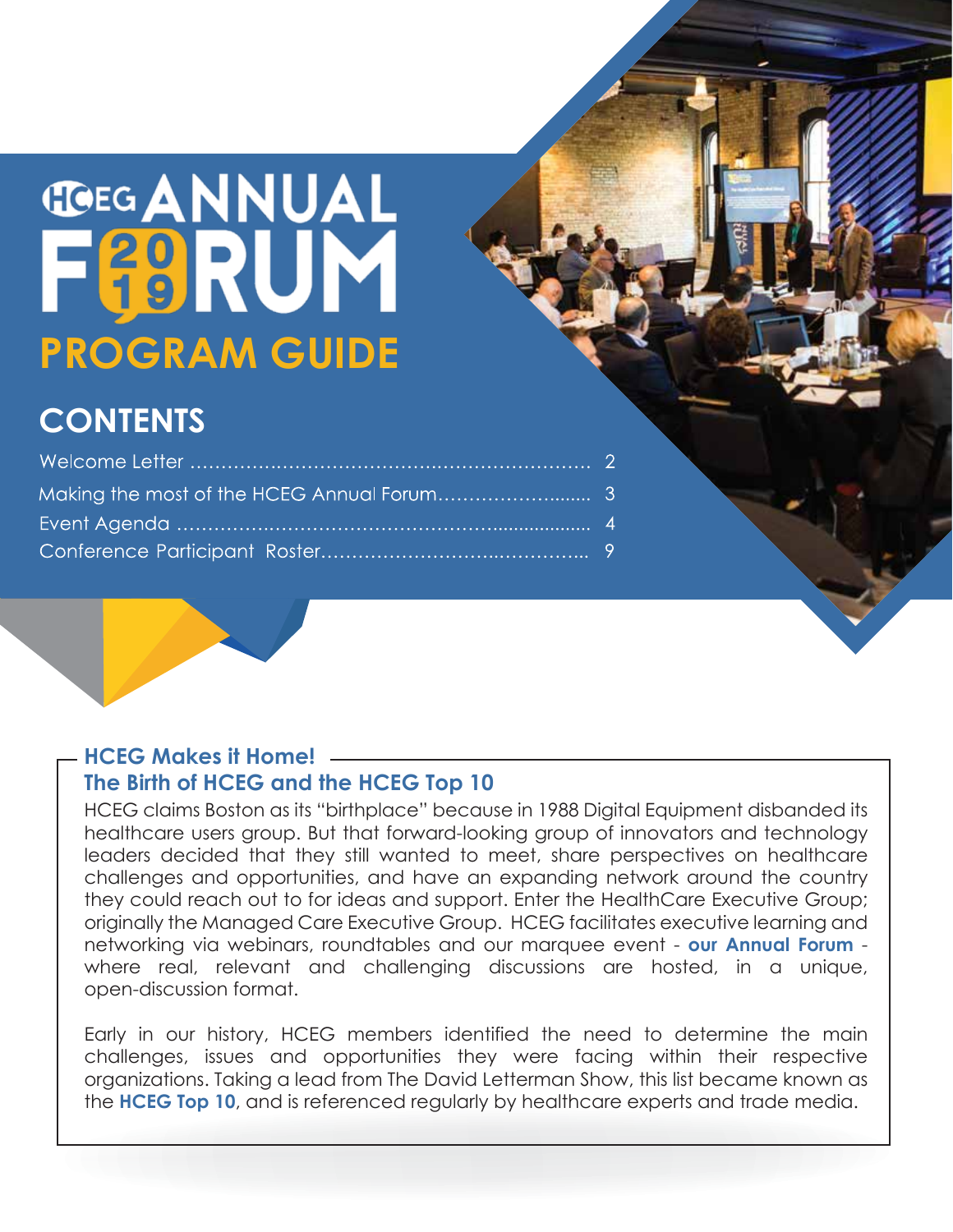# HCEG ANNUAL FORUM 2019

## PROGRAM GUIDE

## CONTENTS

| | |
|---|---|
| Welcome Letter | 2 |
| Making the most of the HCEG Annual Forum | 3 |
| Event Agenda | 4 |
| Conference Participant Roster | 9 |

### HCEG Makes it Home!

### The Birth of HCEG and the HCEG Top 10

HCEG claims Boston as its "birthplace" because in 1988 Digital Equipment disbanded its healthcare users group. But that forward-looking group of innovators and technology leaders decided that they still wanted to meet, share perspectives on healthcare challenges and opportunities, and have an expanding network around the country they could reach out to for ideas and support. Enter the HealthCare Executive Group; originally the Managed Care Executive Group. HCEG facilitates executive learning and networking via webinars, roundtables and our marquee event - **our Annual Forum** - where real, relevant and challenging discussions are hosted, in a unique, open-discussion format.

Early in our history, HCEG members identified the need to determine the main challenges, issues and opportunities they were facing within their respective organizations. Taking a lead from The David Letterman Show, this list became known as the **HCEG Top 10**, and is referenced regularly by healthcare experts and trade media.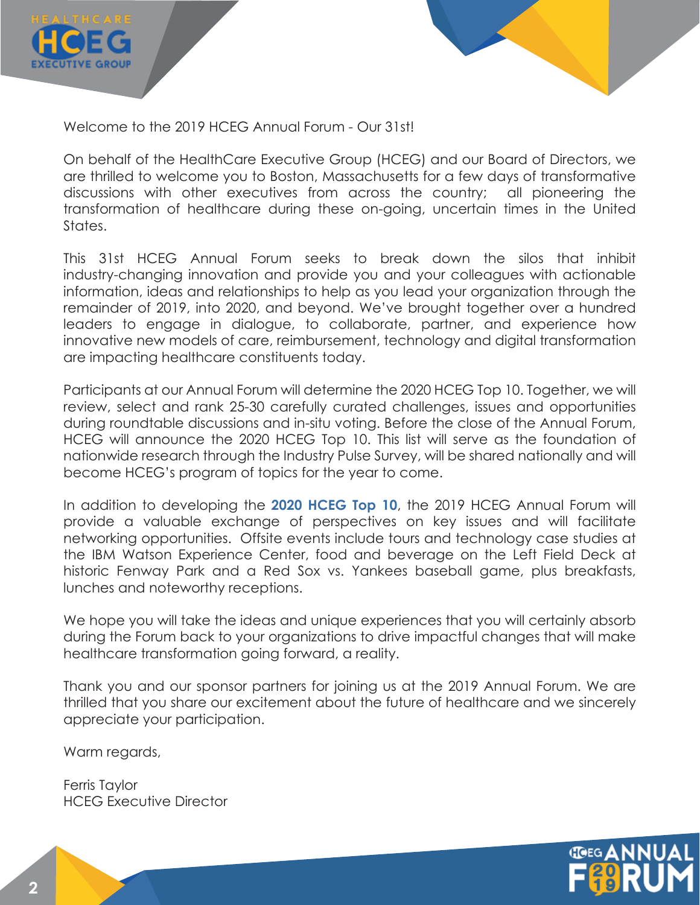Welcome to the 2019 HCEG Annual Forum - Our 31st!

On behalf of the HealthCare Executive Group (HCEG) and our Board of Directors, we are thrilled to welcome you to Boston, Massachusetts for a few days of transformative discussions with other executives from across the country; all pioneering the transformation of healthcare during these on-going, uncertain times in the United States.

This 31st HCEG Annual Forum seeks to break down the silos that inhibit industry-changing innovation and provide you and your colleagues with actionable information, ideas and relationships to help as you lead your organization through the remainder of 2019, into 2020, and beyond. We've brought together over a hundred leaders to engage in dialogue, to collaborate, partner, and experience how innovative new models of care, reimbursement, technology and digital transformation are impacting healthcare constituents today.

Participants at our Annual Forum will determine the 2020 HCEG Top 10. Together, we will review, select and rank 25-30 carefully curated challenges, issues and opportunities during roundtable discussions and in-situ voting. Before the close of the Annual Forum, HCEG will announce the 2020 HCEG Top 10. This list will serve as the foundation of nationwide research through the Industry Pulse Survey, will be shared nationally and will become HCEG's program of topics for the year to come.

In addition to developing the **2020 HCEG Top 10**, the 2019 HCEG Annual Forum will provide a valuable exchange of perspectives on key issues and will facilitate networking opportunities. Offsite events include tours and technology case studies at the IBM Watson Experience Center, food and beverage on the Left Field Deck at historic Fenway Park and a Red Sox vs. Yankees baseball game, plus breakfasts, lunches and noteworthy receptions.

We hope you will take the ideas and unique experiences that you will certainly absorb during the Forum back to your organizations to drive impactful changes that will make healthcare transformation going forward, a reality.

Thank you and our sponsor partners for joining us at the 2019 Annual Forum. We are thrilled that you share our excitement about the future of healthcare and we sincerely appreciate your participation.

Warm regards,

Ferris Taylor
HCEG Executive Director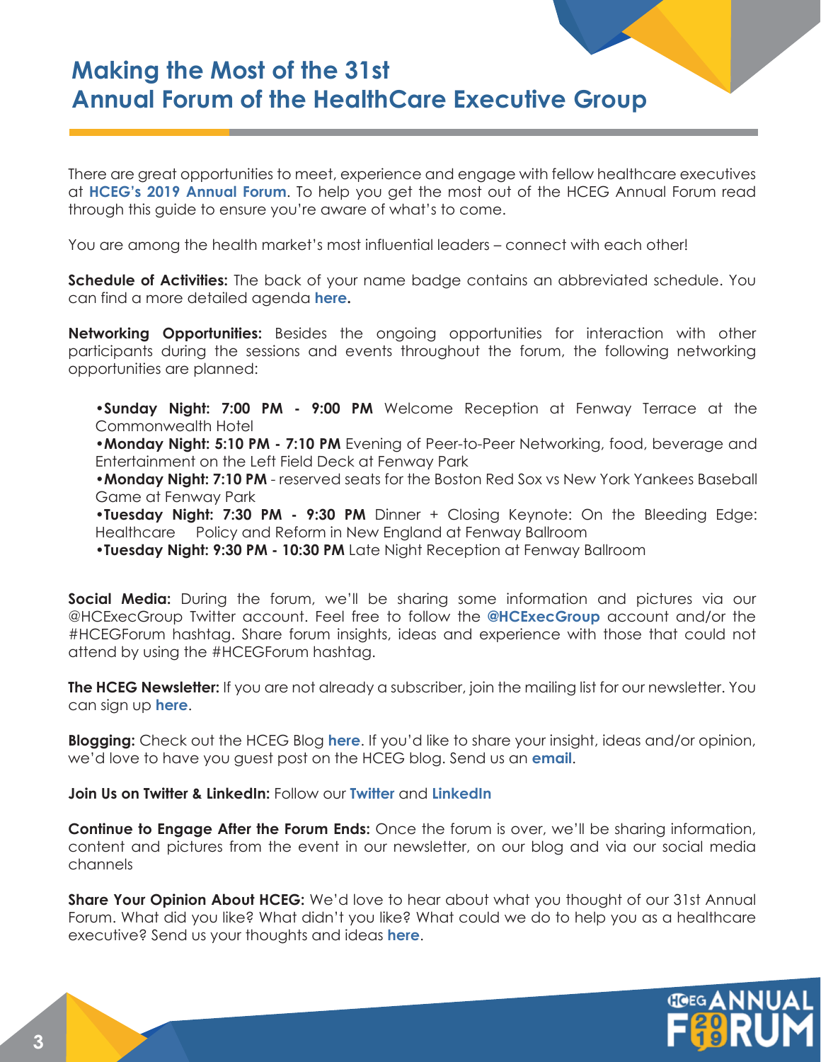# Making the Most of the 31st Annual Forum of the HealthCare Executive Group

There are great opportunities to meet, experience and engage with fellow healthcare executives at **HCEG's 2019 Annual Forum**. To help you get the most out of the HCEG Annual Forum read through this guide to ensure you're aware of what's to come.

You are among the health market's most influential leaders – connect with each other!

**Schedule of Activities:** The back of your name badge contains an abbreviated schedule. You can find a more detailed agenda **here.**

**Networking Opportunities:** Besides the ongoing opportunities for interaction with other participants during the sessions and events throughout the forum, the following networking opportunities are planned:

- **Sunday Night: 7:00 PM - 9:00 PM** Welcome Reception at Fenway Terrace at the Commonwealth Hotel
- **Monday Night: 5:10 PM - 7:10 PM** Evening of Peer-to-Peer Networking, food, beverage and Entertainment on the Left Field Deck at Fenway Park
- **Monday Night: 7:10 PM** - reserved seats for the Boston Red Sox vs New York Yankees Baseball Game at Fenway Park
- **Tuesday Night: 7:30 PM - 9:30 PM** Dinner + Closing Keynote: On the Bleeding Edge: Healthcare Policy and Reform in New England at Fenway Ballroom
- **Tuesday Night: 9:30 PM - 10:30 PM** Late Night Reception at Fenway Ballroom

**Social Media:** During the forum, we'll be sharing some information and pictures via our @HCExecGroup Twitter account. Feel free to follow the **@HCExecGroup** account and/or the #HCEGForum hashtag. Share forum insights, ideas and experience with those that could not attend by using the #HCEGForum hashtag.

**The HCEG Newsletter:** If you are not already a subscriber, join the mailing list for our newsletter. You can sign up **here**.

**Blogging:** Check out the HCEG Blog **here**. If you'd like to share your insight, ideas and/or opinion, we'd love to have you guest post on the HCEG blog. Send us an **email**.

**Join Us on Twitter & LinkedIn:** Follow our **Twitter** and **LinkedIn**

**Continue to Engage After the Forum Ends:** Once the forum is over, we'll be sharing information, content and pictures from the event in our newsletter, on our blog and via our social media channels

**Share Your Opinion About HCEG:** We'd love to hear about what you thought of our 31st Annual Forum. What did you like? What didn't you like? What could we do to help you as a healthcare executive? Send us your thoughts and ideas **here**.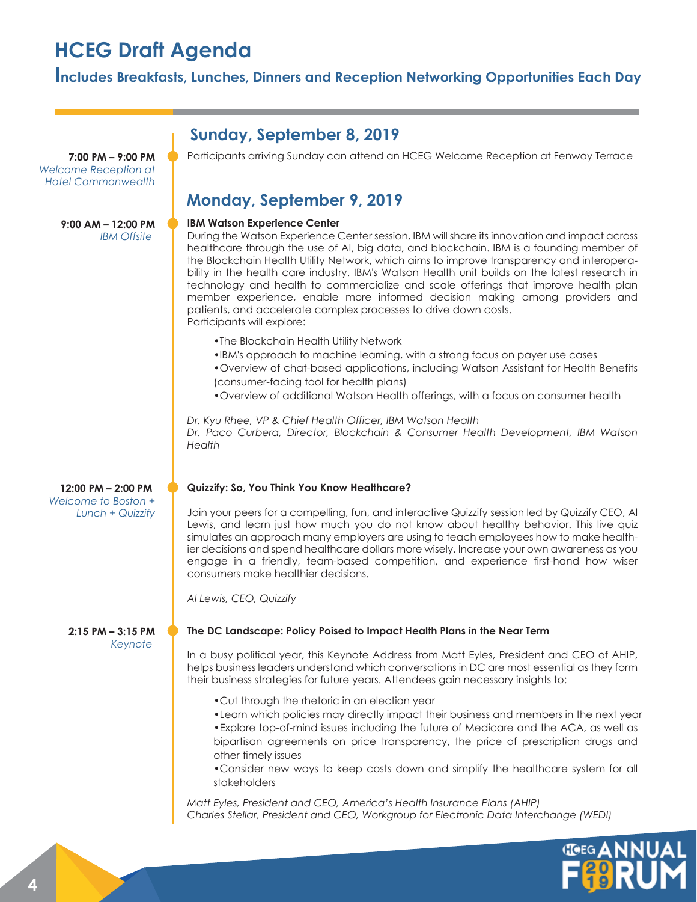# HCEG Draft Agenda

## Includes Breakfasts, Lunches, Dinners and Reception Networking Opportunities Each Day

## Sunday, September 8, 2019

**7:00 PM – 9:00 PM**
*Welcome Reception at Hotel Commonwealth*

Participants arriving Sunday can attend an HCEG Welcome Reception at Fenway Terrace

## Monday, September 9, 2019

**9:00 AM – 12:00 PM**
*IBM Offsite*

**IBM Watson Experience Center**

During the Watson Experience Center session, IBM will share its innovation and impact across healthcare through the use of AI, big data, and blockchain. IBM is a founding member of the Blockchain Health Utility Network, which aims to improve transparency and interoperability in the health care industry. IBM's Watson Health unit builds on the latest research in technology and health to commercialize and scale offerings that improve health plan member experience, enable more informed decision making among providers and patients, and accelerate complex processes to drive down costs.
Participants will explore:

- The Blockchain Health Utility Network
- IBM's approach to machine learning, with a strong focus on payer use cases
- Overview of chat-based applications, including Watson Assistant for Health Benefits (consumer-facing tool for health plans)
- Overview of additional Watson Health offerings, with a focus on consumer health

*Dr. Kyu Rhee, VP & Chief Health Officer, IBM Watson Health*
*Dr. Paco Curbera, Director, Blockchain & Consumer Health Development, IBM Watson Health*

**12:00 PM – 2:00 PM**
*Welcome to Boston + Lunch + Quizzify*

**Quizzify: So, You Think You Know Healthcare?**

Join your peers for a compelling, fun, and interactive Quizzify session led by Quizzify CEO, Al Lewis, and learn just how much you do not know about healthy behavior. This live quiz simulates an approach many employers are using to teach employees how to make healthier decisions and spend healthcare dollars more wisely. Increase your own awareness as you engage in a friendly, team-based competition, and experience first-hand how wiser consumers make healthier decisions.

*Al Lewis, CEO, Quizzify*

**2:15 PM – 3:15 PM**
*Keynote*

**The DC Landscape: Policy Poised to Impact Health Plans in the Near Term**

In a busy political year, this Keynote Address from Matt Eyles, President and CEO of AHIP, helps business leaders understand which conversations in DC are most essential as they form their business strategies for future years. Attendees gain necessary insights to:

- Cut through the rhetoric in an election year
- Learn which policies may directly impact their business and members in the next year
- Explore top-of-mind issues including the future of Medicare and the ACA, as well as bipartisan agreements on price transparency, the price of prescription drugs and other timely issues
- Consider new ways to keep costs down and simplify the healthcare system for all stakeholders

*Matt Eyles, President and CEO, America's Health Insurance Plans (AHIP)*
*Charles Stellar, President and CEO, Workgroup for Electronic Data Interchange (WEDI)*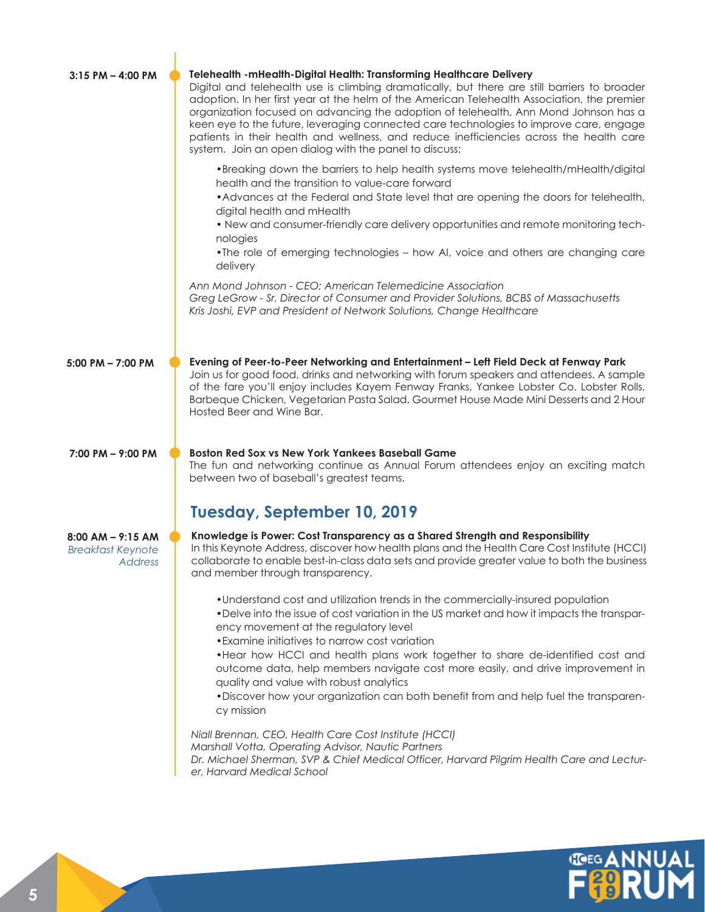**3:15 PM – 4:00 PM**

**Telehealth -mHealth-Digital Health: Transforming Healthcare Delivery**

Digital and telehealth use is climbing dramatically, but there are still barriers to broader adoption. In her first year at the helm of the American Telehealth Association, the premier organization focused on advancing the adoption of telehealth, Ann Mond Johnson has a keen eye to the future, leveraging connected care technologies to improve care, engage patients in their health and wellness, and reduce inefficiencies across the health care system. Join an open dialog with the panel to discuss:

- Breaking down the barriers to help health systems move telehealth/mHealth/digital health and the transition to value-care forward
- Advances at the Federal and State level that are opening the doors for telehealth, digital health and mHealth
- New and consumer-friendly care delivery opportunities and remote monitoring technologies
- The role of emerging technologies – how AI, voice and others are changing care delivery

*Ann Mond Johnson - CEO; American Telemedicine Association*
*Greg LeGrow - Sr. Director of Consumer and Provider Solutions, BCBS of Massachusetts*
*Kris Joshi, EVP and President of Network Solutions, Change Healthcare*

**5:00 PM – 7:00 PM**

**Evening of Peer-to-Peer Networking and Entertainment – Left Field Deck at Fenway Park**

Join us for good food, drinks and networking with forum speakers and attendees. A sample of the fare you'll enjoy includes Kayem Fenway Franks, Yankee Lobster Co. Lobster Rolls, Barbeque Chicken, Vegetarian Pasta Salad, Gourmet House Made Mini Desserts and 2 Hour Hosted Beer and Wine Bar.

**7:00 PM – 9:00 PM**

**Boston Red Sox vs New York Yankees Baseball Game**

The fun and networking continue as Annual Forum attendees enjoy an exciting match between two of baseball's greatest teams.

## Tuesday, September 10, 2019

**8:00 AM – 9:15 AM**
*Breakfast Keynote Address*

**Knowledge is Power: Cost Transparency as a Shared Strength and Responsibility**

In this Keynote Address, discover how health plans and the Health Care Cost Institute (HCCI) collaborate to enable best-in-class data sets and provide greater value to both the business and member through transparency.

- Understand cost and utilization trends in the commercially-insured population
- Delve into the issue of cost variation in the US market and how it impacts the transparency movement at the regulatory level
- Examine initiatives to narrow cost variation
- Hear how HCCI and health plans work together to share de-identified cost and outcome data, help members navigate cost more easily, and drive improvement in quality and value with robust analytics
- Discover how your organization can both benefit from and help fuel the transparency mission

*Niall Brennan, CEO, Health Care Cost Institute (HCCI)*
*Marshall Votta, Operating Advisor, Nautic Partners*
*Dr. Michael Sherman, SVP & Chief Medical Officer, Harvard Pilgrim Health Care and Lecturer, Harvard Medical School*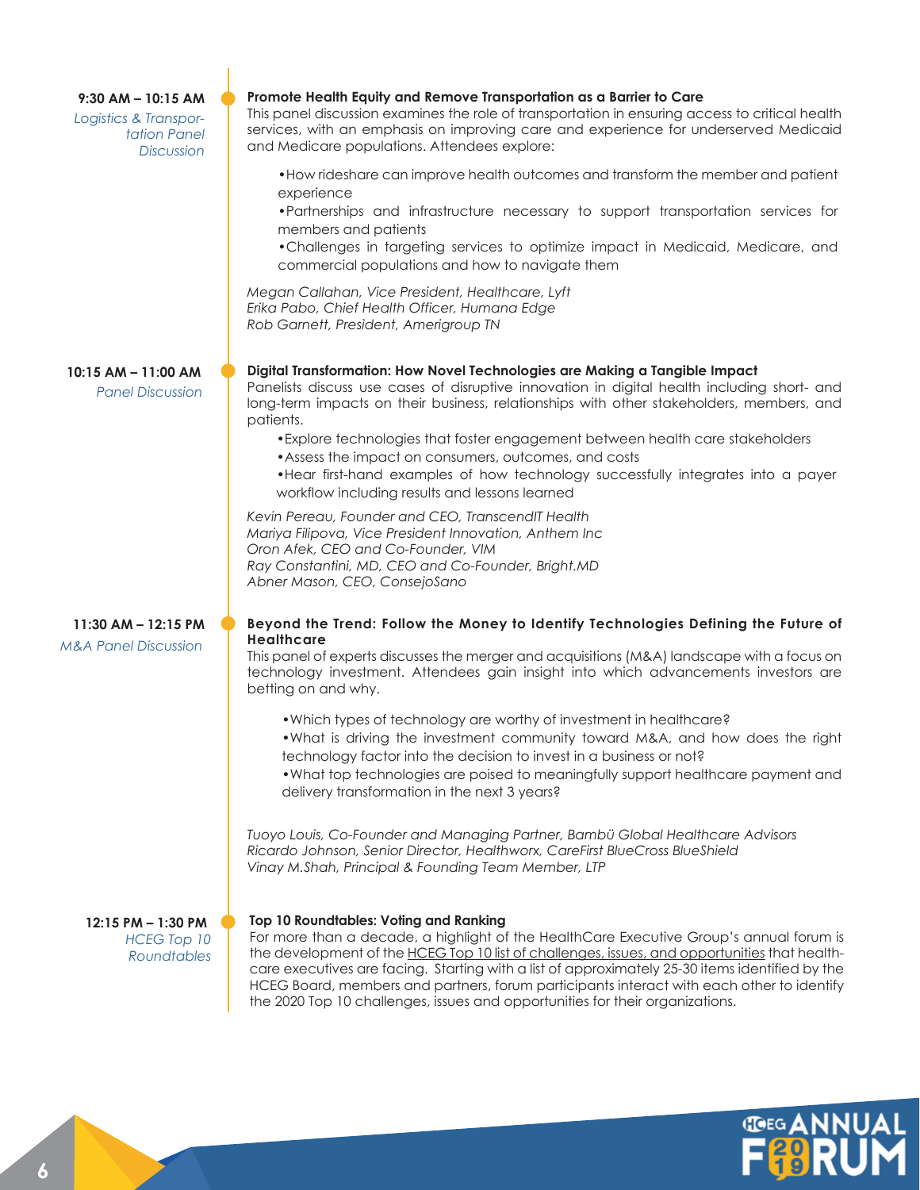**9:30 AM – 10:15 AM**
*Logistics & Transportation Panel Discussion*

### Promote Health Equity and Remove Transportation as a Barrier to Care

This panel discussion examines the role of transportation in ensuring access to critical health services, with an emphasis on improving care and experience for underserved Medicaid and Medicare populations. Attendees explore:

- How rideshare can improve health outcomes and transform the member and patient experience
- Partnerships and infrastructure necessary to support transportation services for members and patients
- Challenges in targeting services to optimize impact in Medicaid, Medicare, and commercial populations and how to navigate them

*Megan Callahan, Vice President, Healthcare, Lyft*
*Erika Pabo, Chief Health Officer, Humana Edge*
*Rob Garnett, President, Amerigroup TN*

**10:15 AM – 11:00 AM**
*Panel Discussion*

### Digital Transformation: How Novel Technologies are Making a Tangible Impact

Panelists discuss use cases of disruptive innovation in digital health including short- and long-term impacts on their business, relationships with other stakeholders, members, and patients.

- Explore technologies that foster engagement between health care stakeholders
- Assess the impact on consumers, outcomes, and costs
- Hear first-hand examples of how technology successfully integrates into a payer workflow including results and lessons learned

*Kevin Pereau, Founder and CEO, TranscendIT Health*
*Mariya Filipova, Vice President Innovation, Anthem Inc*
*Oron Afek, CEO and Co-Founder, VIM*
*Ray Constantini, MD, CEO and Co-Founder, Bright.MD*
*Abner Mason, CEO, ConsejoSano*

**11:30 AM – 12:15 PM**
*M&A Panel Discussion*

### Beyond the Trend: Follow the Money to Identify Technologies Defining the Future of Healthcare

This panel of experts discusses the merger and acquisitions (M&A) landscape with a focus on technology investment. Attendees gain insight into which advancements investors are betting on and why.

- Which types of technology are worthy of investment in healthcare?
- What is driving the investment community toward M&A, and how does the right technology factor into the decision to invest in a business or not?
- What top technologies are poised to meaningfully support healthcare payment and delivery transformation in the next 3 years?

*Tuoyo Louis, Co-Founder and Managing Partner, Bambü Global Healthcare Advisors*
*Ricardo Johnson, Senior Director, Healthworx, CareFirst BlueCross BlueShield*
*Vinay M.Shah, Principal & Founding Team Member, LTP*

**12:15 PM – 1:30 PM**
*HCEG Top 10 Roundtables*

### Top 10 Roundtables: Voting and Ranking

For more than a decade, a highlight of the HealthCare Executive Group's annual forum is the development of the HCEG Top 10 list of challenges, issues, and opportunities that health-care executives are facing. Starting with a list of approximately 25-30 items identified by the HCEG Board, members and partners, forum participants interact with each other to identify the 2020 Top 10 challenges, issues and opportunities for their organizations.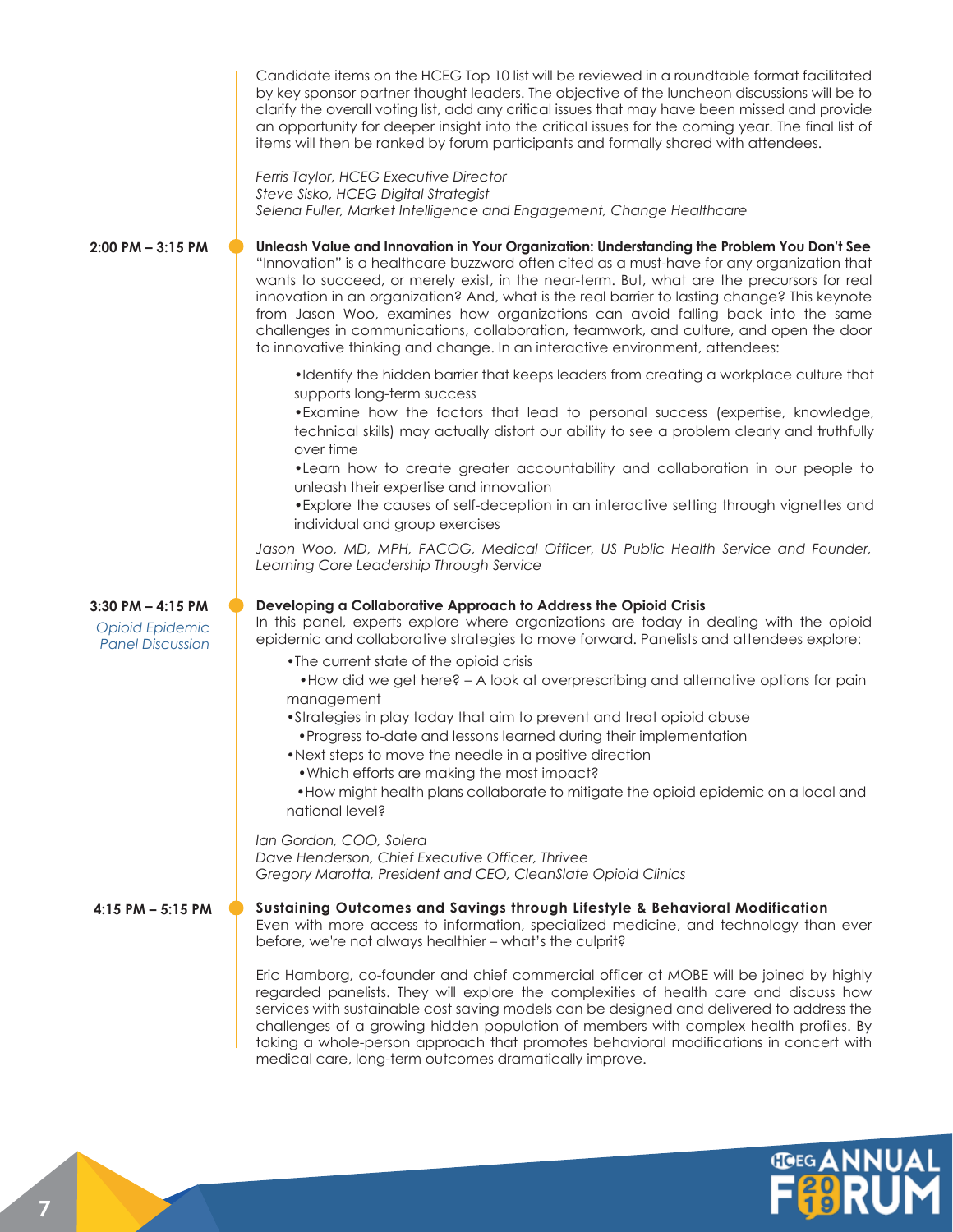Candidate items on the HCEG Top 10 list will be reviewed in a roundtable format facilitated by key sponsor partner thought leaders. The objective of the luncheon discussions will be to clarify the overall voting list, add any critical issues that may have been missed and provide an opportunity for deeper insight into the critical issues for the coming year. The final list of items will then be ranked by forum participants and formally shared with attendees.

*Ferris Taylor, HCEG Executive Director*
*Steve Sisko, HCEG Digital Strategist*
*Selena Fuller, Market Intelligence and Engagement, Change Healthcare*

**2:00 PM – 3:15 PM**

**Unleash Value and Innovation in Your Organization: Understanding the Problem You Don't See**

"Innovation" is a healthcare buzzword often cited as a must-have for any organization that wants to succeed, or merely exist, in the near-term. But, what are the precursors for real innovation in an organization? And, what is the real barrier to lasting change? This keynote from Jason Woo, examines how organizations can avoid falling back into the same challenges in communications, collaboration, teamwork, and culture, and open the door to innovative thinking and change. In an interactive environment, attendees:

- Identify the hidden barrier that keeps leaders from creating a workplace culture that supports long-term success
- Examine how the factors that lead to personal success (expertise, knowledge, technical skills) may actually distort our ability to see a problem clearly and truthfully over time
- Learn how to create greater accountability and collaboration in our people to unleash their expertise and innovation
- Explore the causes of self-deception in an interactive setting through vignettes and individual and group exercises

*Jason Woo, MD, MPH, FACOG, Medical Officer, US Public Health Service and Founder, Learning Core Leadership Through Service*

**3:30 PM – 4:15 PM**
*Opioid Epidemic Panel Discussion*

**Developing a Collaborative Approach to Address the Opioid Crisis**

In this panel, experts explore where organizations are today in dealing with the opioid epidemic and collaborative strategies to move forward. Panelists and attendees explore:

- The current state of the opioid crisis
  - How did we get here? – A look at overprescribing and alternative options for pain management
- Strategies in play today that aim to prevent and treat opioid abuse
  - Progress to-date and lessons learned during their implementation
- Next steps to move the needle in a positive direction
  - Which efforts are making the most impact?
  - How might health plans collaborate to mitigate the opioid epidemic on a local and national level?

*Ian Gordon, COO, Solera*
*Dave Henderson, Chief Executive Officer, Thrivee*
*Gregory Marotta, President and CEO, CleanSlate Opioid Clinics*

**4:15 PM – 5:15 PM**

**Sustaining Outcomes and Savings through Lifestyle & Behavioral Modification**

Even with more access to information, specialized medicine, and technology than ever before, we're not always healthier – what's the culprit?

Eric Hamborg, co-founder and chief commercial officer at MOBE will be joined by highly regarded panelists. They will explore the complexities of health care and discuss how services with sustainable cost saving models can be designed and delivered to address the challenges of a growing hidden population of members with complex health profiles. By taking a whole-person approach that promotes behavioral modifications in concert with medical care, long-term outcomes dramatically improve.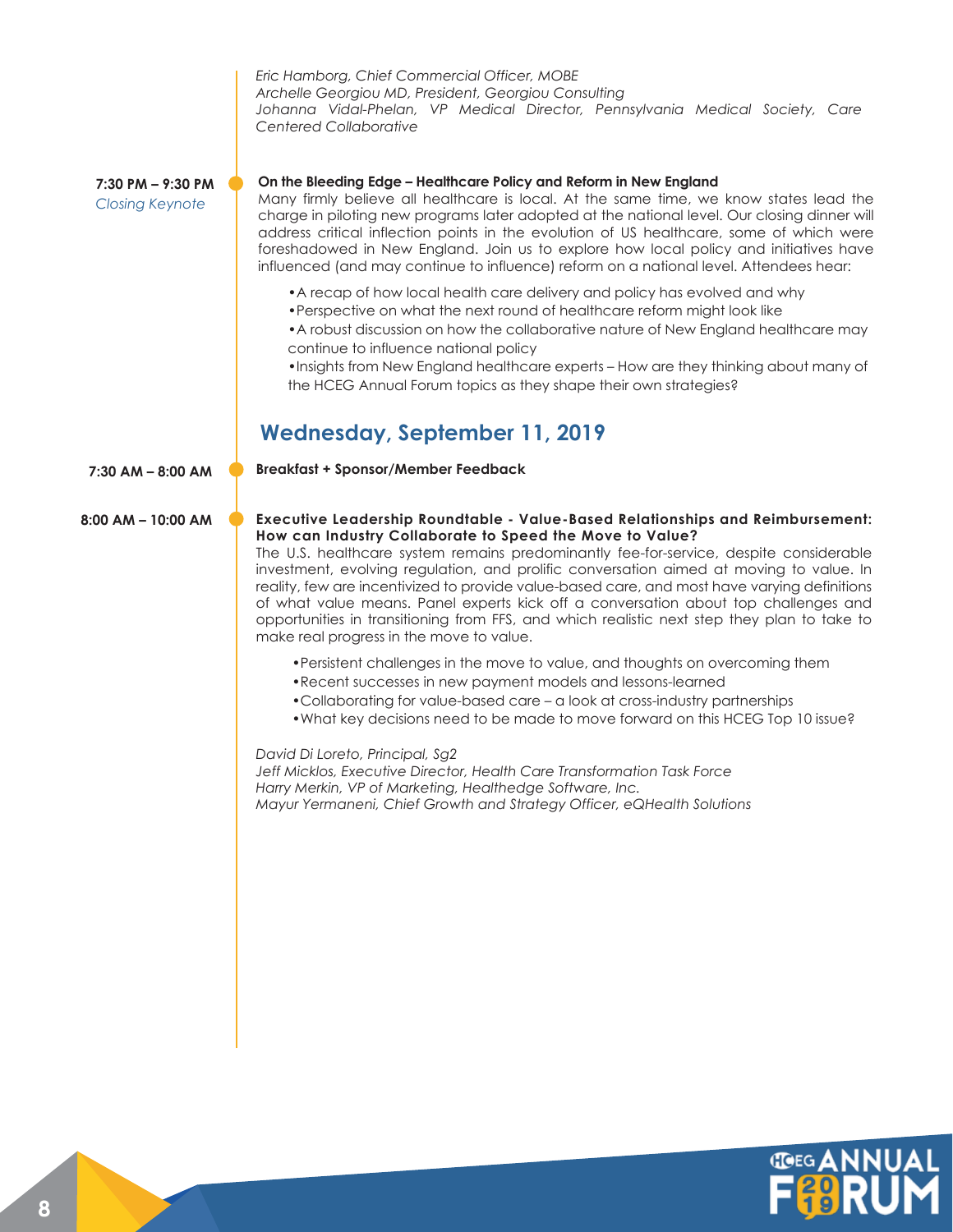*Eric Hamborg, Chief Commercial Officer, MOBE*
*Archelle Georgiou MD, President, Georgiou Consulting*
*Johanna Vidal-Phelan, VP Medical Director, Pennsylvania Medical Society, Care Centered Collaborative*

**7:30 PM – 9:30 PM**
*Closing Keynote*

**On the Bleeding Edge – Healthcare Policy and Reform in New England**
Many firmly believe all healthcare is local. At the same time, we know states lead the charge in piloting new programs later adopted at the national level. Our closing dinner will address critical inflection points in the evolution of US healthcare, some of which were foreshadowed in New England. Join us to explore how local policy and initiatives have influenced (and may continue to influence) reform on a national level. Attendees hear:

- A recap of how local health care delivery and policy has evolved and why
- Perspective on what the next round of healthcare reform might look like
- A robust discussion on how the collaborative nature of New England healthcare may continue to influence national policy
- Insights from New England healthcare experts – How are they thinking about many of the HCEG Annual Forum topics as they shape their own strategies?

## Wednesday, September 11, 2019

**7:30 AM – 8:00 AM**

**Breakfast + Sponsor/Member Feedback**

**8:00 AM – 10:00 AM**

**Executive Leadership Roundtable - Value-Based Relationships and Reimbursement: How can Industry Collaborate to Speed the Move to Value?**
The U.S. healthcare system remains predominantly fee-for-service, despite considerable investment, evolving regulation, and prolific conversation aimed at moving to value. In reality, few are incentivized to provide value-based care, and most have varying definitions of what value means. Panel experts kick off a conversation about top challenges and opportunities in transitioning from FFS, and which realistic next step they plan to take to make real progress in the move to value.

- Persistent challenges in the move to value, and thoughts on overcoming them
- Recent successes in new payment models and lessons-learned
- Collaborating for value-based care – a look at cross-industry partnerships
- What key decisions need to be made to move forward on this HCEG Top 10 issue?

*David Di Loreto, Principal, Sg2*
*Jeff Micklos, Executive Director, Health Care Transformation Task Force*
*Harry Merkin, VP of Marketing, Healthedge Software, Inc.*
*Mayur Yermaneni, Chief Growth and Strategy Officer, eQHealth Solutions*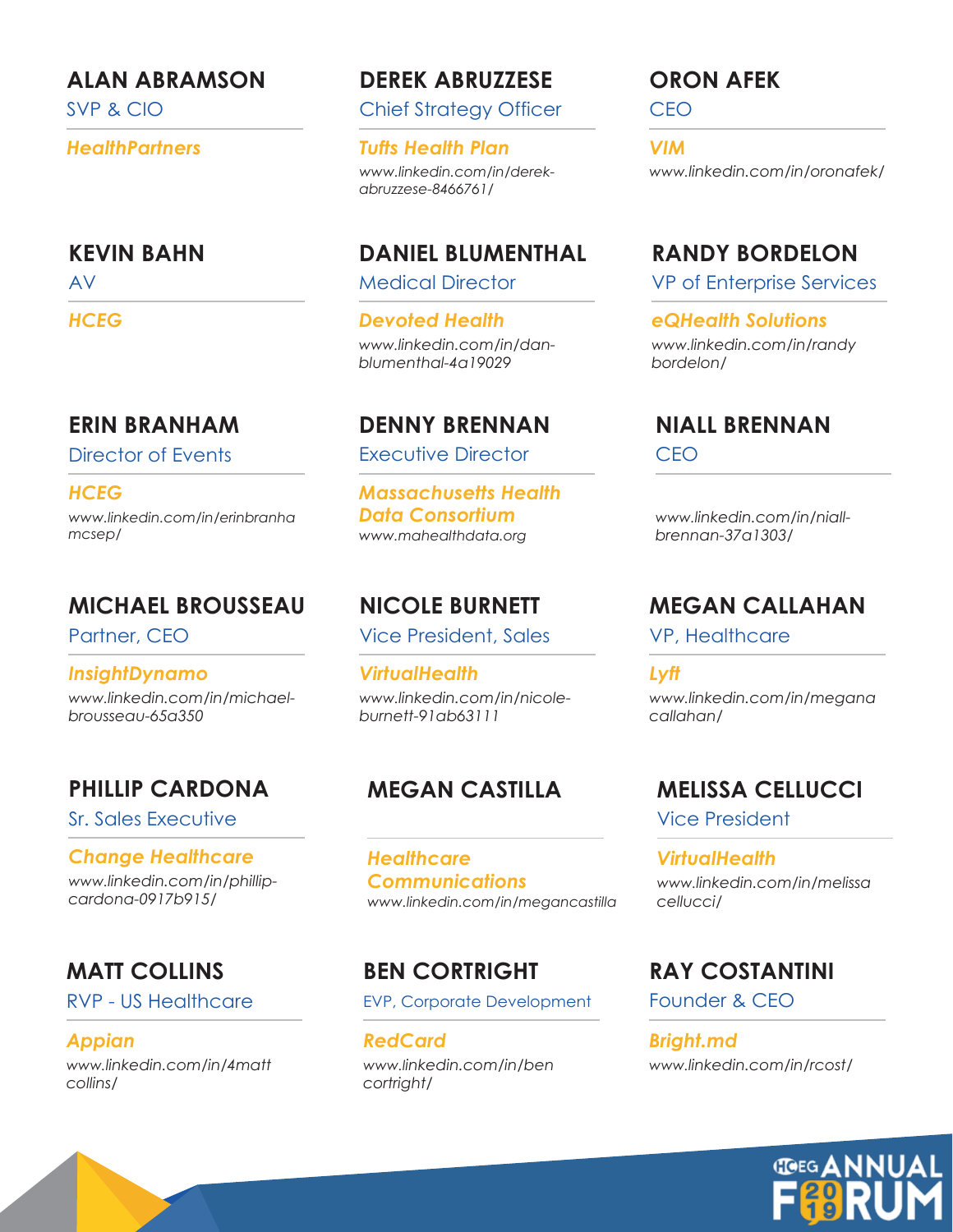### ALAN ABRAMSON
SVP & CIO

***HealthPartners***

### DEREK ABRUZZESE
Chief Strategy Officer

***Tufts Health Plan***

*www.linkedin.com/in/derek-abruzzese-8466761/*

### ORON AFEK
CEO

***VIM***

*www.linkedin.com/in/oronafek/*

### KEVIN BAHN
AV

***HCEG***

### DANIEL BLUMENTHAL
Medical Director

***Devoted Health***

*www.linkedin.com/in/dan-blumenthal-4a19029*

### RANDY BORDELON
VP of Enterprise Services

***eQHealth Solutions***

*www.linkedin.com/in/randy bordelon/*

### ERIN BRANHAM
Director of Events

***HCEG***

*www.linkedin.com/in/erinbranha mcsep/*

### DENNY BRENNAN
Executive Director

***Massachusetts Health Data Consortium***

*www.mahealthdata.org*

### NIALL BRENNAN
CEO

*www.linkedin.com/in/niall-brennan-37a1303/*

### MICHAEL BROUSSEAU
Partner, CEO

***InsightDynamo***

*www.linkedin.com/in/michael-brousseau-65a350*

### NICOLE BURNETT
Vice President, Sales

***VirtualHealth***

*www.linkedin.com/in/nicole-burnett-91ab63111*

### MEGAN CALLAHAN
VP, Healthcare

***Lyft***

*www.linkedin.com/in/megana callahan/*

### PHILLIP CARDONA
Sr. Sales Executive

***Change Healthcare***

*www.linkedin.com/in/phillip-cardona-0917b915/*

### MEGAN CASTILLA

***Healthcare Communications***

*www.linkedin.com/in/megancastilla*

### MELISSA CELLUCCI
Vice President

***VirtualHealth***

*www.linkedin.com/in/melissa cellucci/*

### MATT COLLINS
RVP - US Healthcare

***Appian***

*www.linkedin.com/in/4matt collins/*

### BEN CORTRIGHT
EVP, Corporate Development

***RedCard***

*www.linkedin.com/in/ben cortright/*

### RAY COSTANTINI
Founder & CEO

***Bright.md***

*www.linkedin.com/in/rcost/*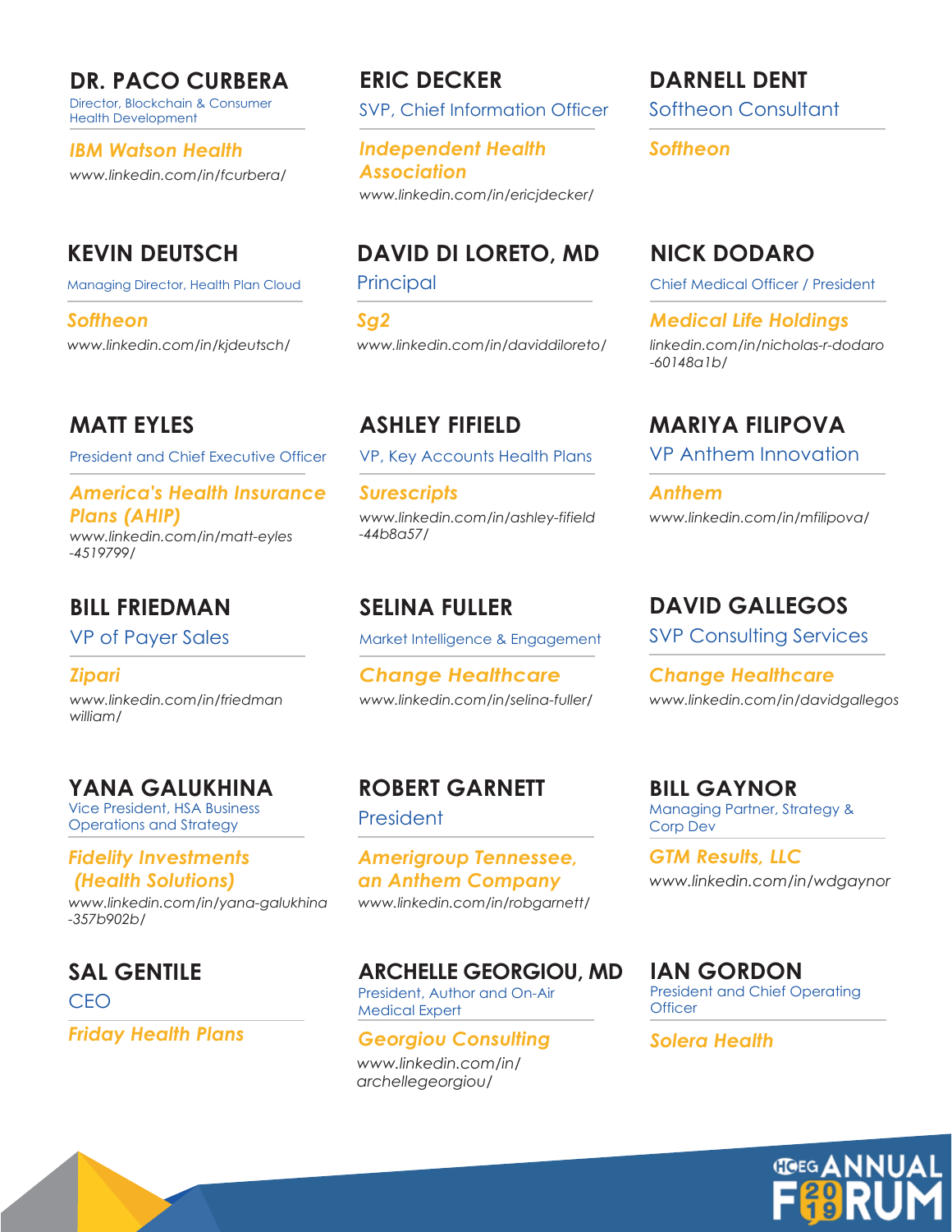## DR. PACO CURBERA

Director, Blockchain & Consumer Health Development

***IBM Watson Health***

*www.linkedin.com/in/fcurbera/*

## ERIC DECKER

SVP, Chief Information Officer

***Independent Health Association***

*www.linkedin.com/in/ericjdecker/*

## DARNELL DENT

Softheon Consultant

***Softheon***

## KEVIN DEUTSCH

Managing Director, Health Plan Cloud

***Softheon***

*www.linkedin.com/in/kjdeutsch/*

## DAVID DI LORETO, MD

Principal

***Sg2***

*www.linkedin.com/in/daviddiloreto/*

## NICK DODARO

Chief Medical Officer / President

***Medical Life Holdings***

*linkedin.com/in/nicholas-r-dodaro-60148a1b/*

## MATT EYLES

President and Chief Executive Officer

***America's Health Insurance Plans (AHIP)***

*www.linkedin.com/in/matt-eyles-4519799/*

## ASHLEY FIFIELD

VP, Key Accounts Health Plans

***Surescripts***

*www.linkedin.com/in/ashley-fifield-44b8a57/*

## MARIYA FILIPOVA

VP Anthem Innovation

***Anthem***

*www.linkedin.com/in/mfilipova/*

## BILL FRIEDMAN

VP of Payer Sales

***Zipari***

*www.linkedin.com/in/friedman william/*

## SELINA FULLER

Market Intelligence & Engagement

***Change Healthcare***

*www.linkedin.com/in/selina-fuller/*

## DAVID GALLEGOS

SVP Consulting Services

***Change Healthcare***

*www.linkedin.com/in/davidgallegos*

## YANA GALUKHINA

Vice President, HSA Business Operations and Strategy

***Fidelity Investments (Health Solutions)***

*www.linkedin.com/in/yana-galukhina-357b902b/*

## ROBERT GARNETT

President

***Amerigroup Tennessee, an Anthem Company***

*www.linkedin.com/in/robgarnett/*

## BILL GAYNOR

Managing Partner, Strategy & Corp Dev

***GTM Results, LLC***

*www.linkedin.com/in/wdgaynor*

## SAL GENTILE

CEO

***Friday Health Plans***

## ARCHELLE GEORGIOU, MD

President, Author and On-Air Medical Expert

***Georgiou Consulting***

*www.linkedin.com/in/archellegeorgiou/*

## IAN GORDON

President and Chief Operating Officer

***Solera Health***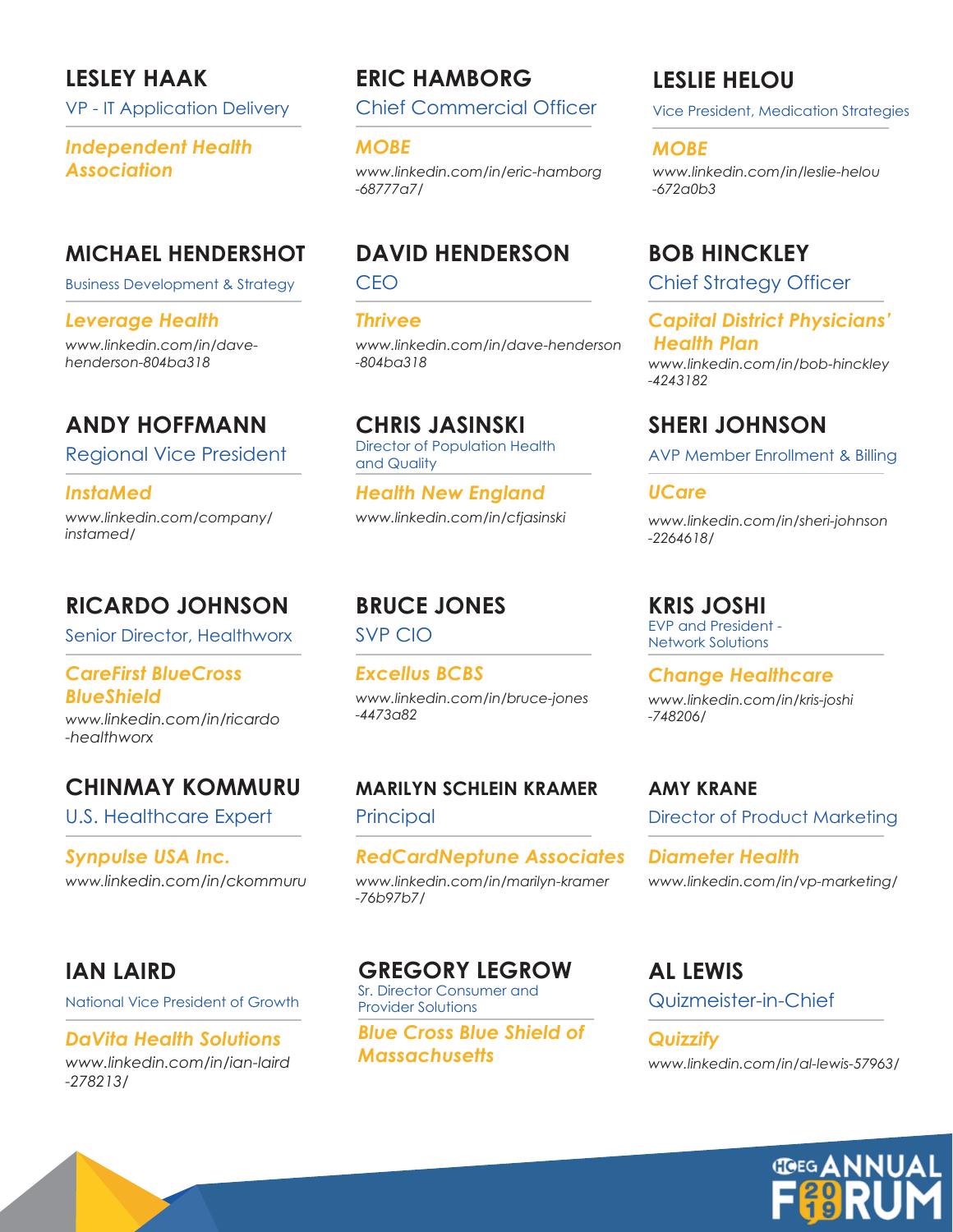## LESLEY HAAK

VP - IT Application Delivery

***Independent Health Association***

## ERIC HAMBORG

Chief Commercial Officer

***MOBE***

*www.linkedin.com/in/eric-hamborg-68777a7/*

## LESLIE HELOU

Vice President, Medication Strategies

***MOBE***

*www.linkedin.com/in/leslie-helou-672a0b3*

## MICHAEL HENDERSHOT

Business Development & Strategy

***Leverage Health***

*www.linkedin.com/in/dave-henderson-804ba318*

## DAVID HENDERSON

CEO

***Thrivee***

*www.linkedin.com/in/dave-henderson-804ba318*

## BOB HINCKLEY

Chief Strategy Officer

***Capital District Physicians' Health Plan***

*www.linkedin.com/in/bob-hinckley-4243182*

## ANDY HOFFMANN

Regional Vice President

***InstaMed***

*www.linkedin.com/company/instamed/*

## CHRIS JASINSKI

Director of Population Health and Quality

***Health New England***

*www.linkedin.com/in/cfjasinski*

## SHERI JOHNSON

AVP Member Enrollment & Billing

***UCare***

*www.linkedin.com/in/sheri-johnson-2264618/*

## RICARDO JOHNSON

Senior Director, Healthworx

***CareFirst BlueCross BlueShield***

*www.linkedin.com/in/ricardo-healthworx*

## BRUCE JONES

SVP CIO

***Excellus BCBS***

*www.linkedin.com/in/bruce-jones-4473a82*

## KRIS JOSHI

EVP and President - Network Solutions

***Change Healthcare***

*www.linkedin.com/in/kris-joshi-748206/*

## CHINMAY KOMMURU

U.S. Healthcare Expert

***Synpulse USA Inc.***

*www.linkedin.com/in/ckommuru*

## MARILYN SCHLEIN KRAMER

Principal

***RedCardNeptune Associates***

*www.linkedin.com/in/marilyn-kramer-76b97b7/*

## AMY KRANE

Director of Product Marketing

***Diameter Health***

*www.linkedin.com/in/vp-marketing/*

## IAN LAIRD

National Vice President of Growth

***DaVita Health Solutions***

*www.linkedin.com/in/ian-laird-278213/*

## GREGORY LEGROW

Sr. Director Consumer and Provider Solutions

***Blue Cross Blue Shield of Massachusetts***

## AL LEWIS

Quizmeister-in-Chief

***Quizzify***

*www.linkedin.com/in/al-lewis-57963/*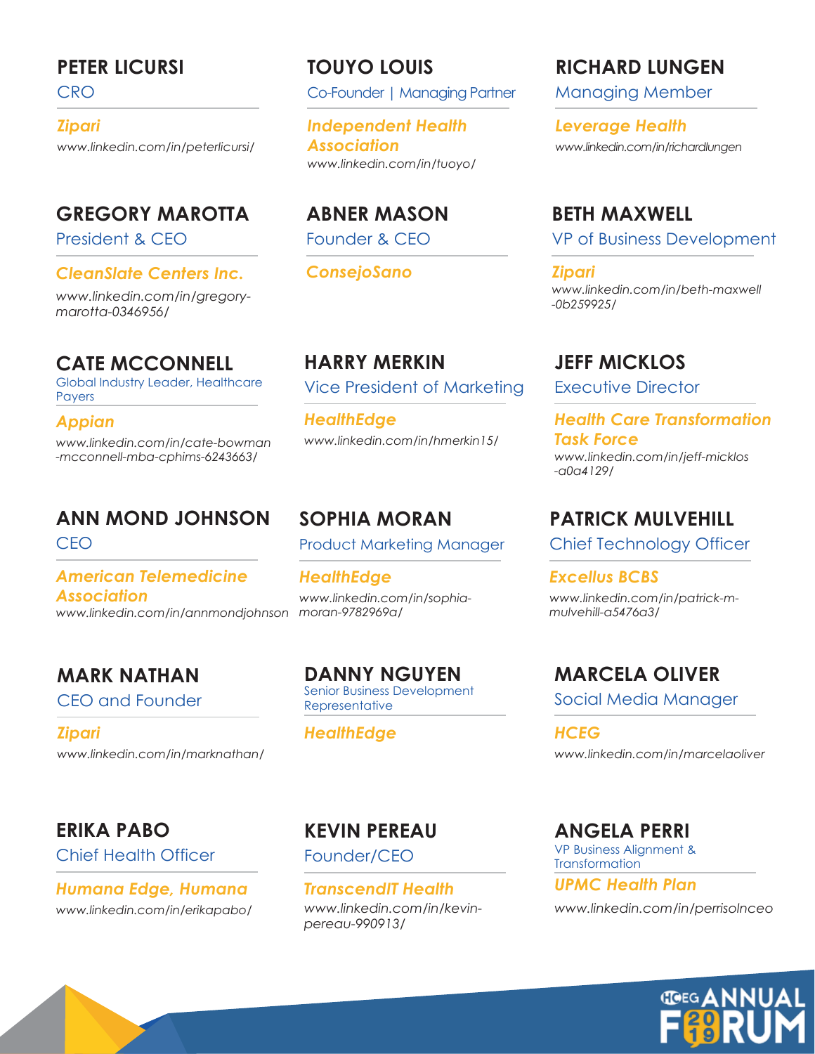### PETER LICURSI
CRO

***Zipari***
*www.linkedin.com/in/peterlicursi/*

### TOUYO LOUIS
Co-Founder | Managing Partner

***Independent Health Association***
*www.linkedin.com/in/tuoyo/*

### RICHARD LUNGEN
Managing Member

***Leverage Health***
*www.linkedin.com/in/richardlungen*

### GREGORY MAROTTA
President & CEO

***CleanSlate Centers Inc.***
*www.linkedin.com/in/gregory-marotta-0346956/*

### ABNER MASON
Founder & CEO

***ConsejoSano***

### BETH MAXWELL
VP of Business Development

***Zipari***
*www.linkedin.com/in/beth-maxwell-0b259925/*

### CATE MCCONNELL
Global Industry Leader, Healthcare Payers

***Appian***
*www.linkedin.com/in/cate-bowman-mcconnell-mba-cphims-6243663/*

### HARRY MERKIN
Vice President of Marketing

***HealthEdge***
*www.linkedin.com/in/hmerkin15/*

### JEFF MICKLOS
Executive Director

***Health Care Transformation Task Force***
*www.linkedin.com/in/jeff-micklos-a0a4129/*

### ANN MOND JOHNSON
CEO

***American Telemedicine Association***
*www.linkedin.com/in/annmondjohnson*

### SOPHIA MORAN
Product Marketing Manager

***HealthEdge***
*www.linkedin.com/in/sophia-moran-9782969a/*

### PATRICK MULVEHILL
Chief Technology Officer

***Excellus BCBS***
*www.linkedin.com/in/patrick-m-mulvehill-a5476a3/*

### MARK NATHAN
CEO and Founder

***Zipari***
*www.linkedin.com/in/marknathan/*

### DANNY NGUYEN
Senior Business Development Representative

***HealthEdge***

### MARCELA OLIVER
Social Media Manager

***HCEG***
*www.linkedin.com/in/marcelaoliver*

### ERIKA PABO
Chief Health Officer

***Humana Edge, Humana***
*www.linkedin.com/in/erikapabo/*

### KEVIN PEREAU
Founder/CEO

***TranscendIT Health***
*www.linkedin.com/in/kevin-pereau-990913/*

### ANGELA PERRI
VP Business Alignment & Transformation

***UPMC Health Plan***
*www.linkedin.com/in/perrisolnceo*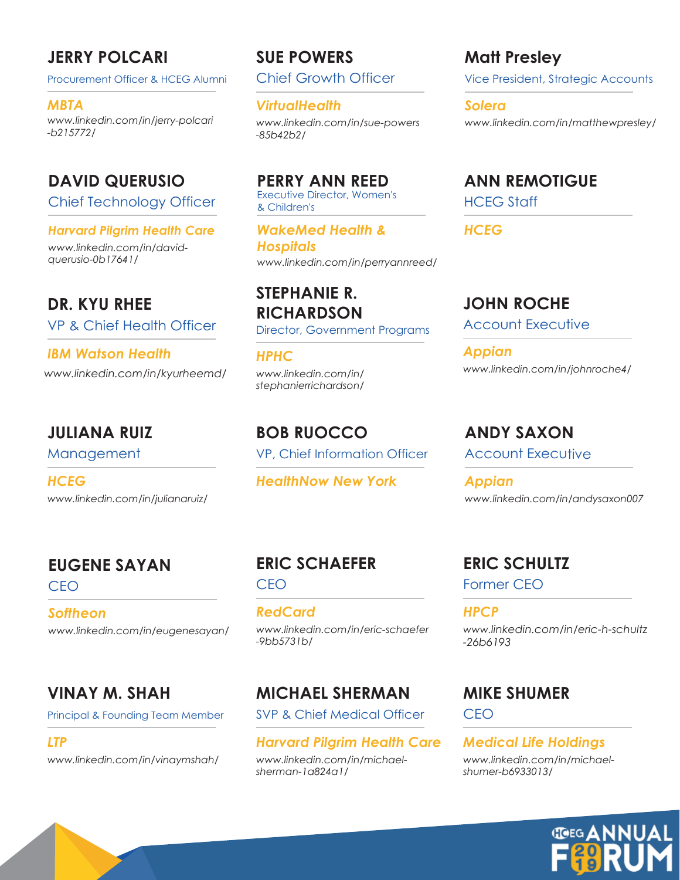### JERRY POLCARI

Procurement Officer & HCEG Alumni

***MBTA***

*www.linkedin.com/in/jerry-polcari-b215772/*

### SUE POWERS

Chief Growth Officer

***VirtualHealth***

*www.linkedin.com/in/sue-powers-85b42b2/*

### Matt Presley

Vice President, Strategic Accounts

***Solera***

*www.linkedin.com/in/matthewpresley/*

### DAVID QUERUSIO

Chief Technology Officer

***Harvard Pilgrim Health Care***

*www.linkedin.com/in/david-querusio-0b17641/*

### PERRY ANN REED

Executive Director, Women's & Children's

***WakeMed Health & Hospitals***

*www.linkedin.com/in/perryannreed/*

### ANN REMOTIGUE

HCEG Staff

***HCEG***

### DR. KYU RHEE

VP & Chief Health Officer

***IBM Watson Health***

*www.linkedin.com/in/kyurheemd/*

### STEPHANIE R. RICHARDSON

Director, Government Programs

***HPHC***

*www.linkedin.com/in/stephanierrichardson/*

### JOHN ROCHE

Account Executive

***Appian***

*www.linkedin.com/in/johnroche4/*

### JULIANA RUIZ

Management

***HCEG***

*www.linkedin.com/in/julianaruiz/*

### BOB RUOCCO

VP, Chief Information Officer

***HealthNow New York***

### ANDY SAXON

Account Executive

***Appian***

*www.linkedin.com/in/andysaxon007*

### EUGENE SAYAN

CEO

***Softheon***

*www.linkedin.com/in/eugenesayan/*

### ERIC SCHAEFER

CEO

***RedCard***

*www.linkedin.com/in/eric-schaefer-9bb5731b/*

### ERIC SCHULTZ

Former CEO

***HPCP***

*www.linkedin.com/in/eric-h-schultz-26b6193*

### VINAY M. SHAH

Principal & Founding Team Member

***LTP***

*www.linkedin.com/in/vinaymshah/*

### MICHAEL SHERMAN

SVP & Chief Medical Officer

***Harvard Pilgrim Health Care***

*www.linkedin.com/in/michael-sherman-1a824a1/*

### MIKE SHUMER

CEO

***Medical Life Holdings***

*www.linkedin.com/in/michael-shumer-b6933013/*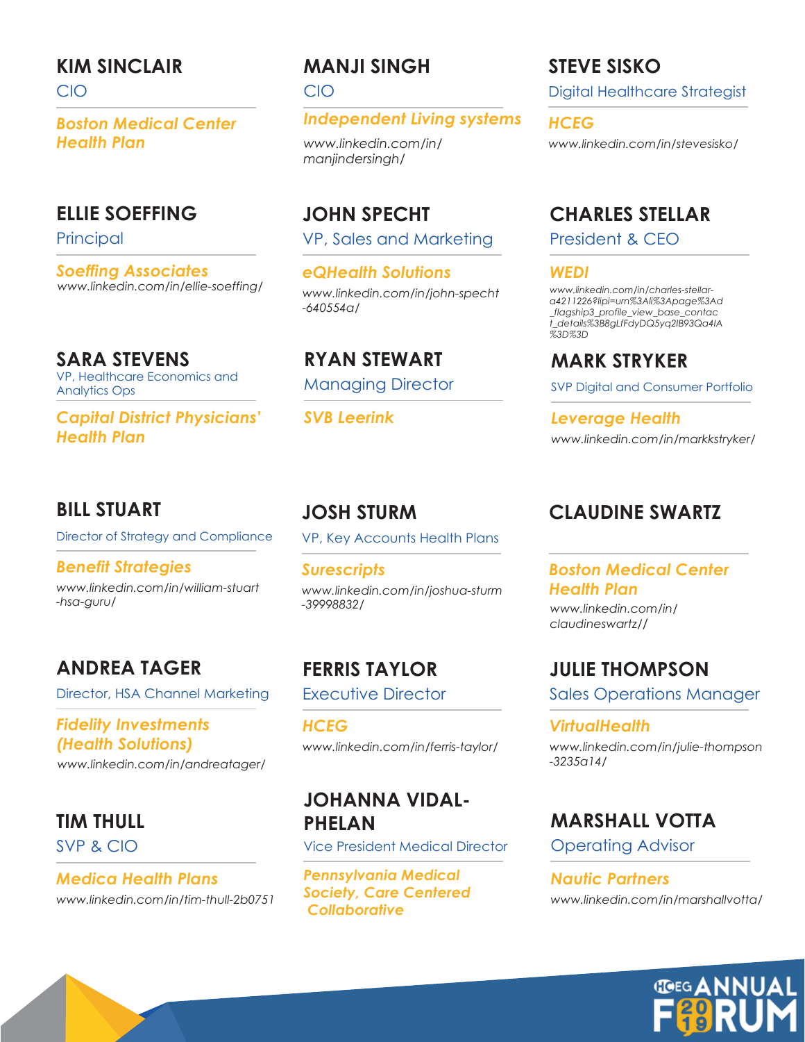### KIM SINCLAIR
CIO

***Boston Medical Center Health Plan***

### MANJI SINGH
CIO

***Independent Living systems***

*www.linkedin.com/in/manjindersingh/*

### STEVE SISKO
Digital Healthcare Strategist

***HCEG***

*www.linkedin.com/in/stevesisko/*

### ELLIE SOEFFING
Principal

***Soeffing Associates***

*www.linkedin.com/in/ellie-soeffing/*

### JOHN SPECHT
VP, Sales and Marketing

***eQHealth Solutions***

*www.linkedin.com/in/john-specht-640554a/*

### CHARLES STELLAR
President & CEO

***WEDI***

*www.linkedin.com/in/charles-stellar-a4211226?lipi=urn%3Ali%3Apage%3Ad_flagship3_profile_view_base_contact_details%3B8gLfFdyDQ5yq2lB93Qa4IA%3D%3D*

### SARA STEVENS
VP, Healthcare Economics and Analytics Ops

***Capital District Physicians' Health Plan***

### RYAN STEWART
Managing Director

***SVB Leerink***

### MARK STRYKER
SVP Digital and Consumer Portfolio

***Leverage Health***

*www.linkedin.com/in/markkstryker/*

### BILL STUART
Director of Strategy and Compliance

***Benefit Strategies***

*www.linkedin.com/in/william-stuart-hsa-guru/*

### JOSH STURM
VP, Key Accounts Health Plans

***Surescripts***

*www.linkedin.com/in/joshua-sturm-39998832/*

### CLAUDINE SWARTZ

***Boston Medical Center Health Plan***

*www.linkedin.com/in/claudineswartz//*

### ANDREA TAGER
Director, HSA Channel Marketing

***Fidelity Investments (Health Solutions)***

*www.linkedin.com/in/andreatager/*

### FERRIS TAYLOR
Executive Director

***HCEG***

*www.linkedin.com/in/ferris-taylor/*

### JULIE THOMPSON
Sales Operations Manager

***VirtualHealth***

*www.linkedin.com/in/julie-thompson-3235a14/*

### TIM THULL
SVP & CIO

***Medica Health Plans***

*www.linkedin.com/in/tim-thull-2b0751*

### JOHANNA VIDAL-PHELAN
Vice President Medical Director

***Pennsylvania Medical Society, Care Centered Collaborative***

### MARSHALL VOTTA
Operating Advisor

***Nautic Partners***

*www.linkedin.com/in/marshallvotta/*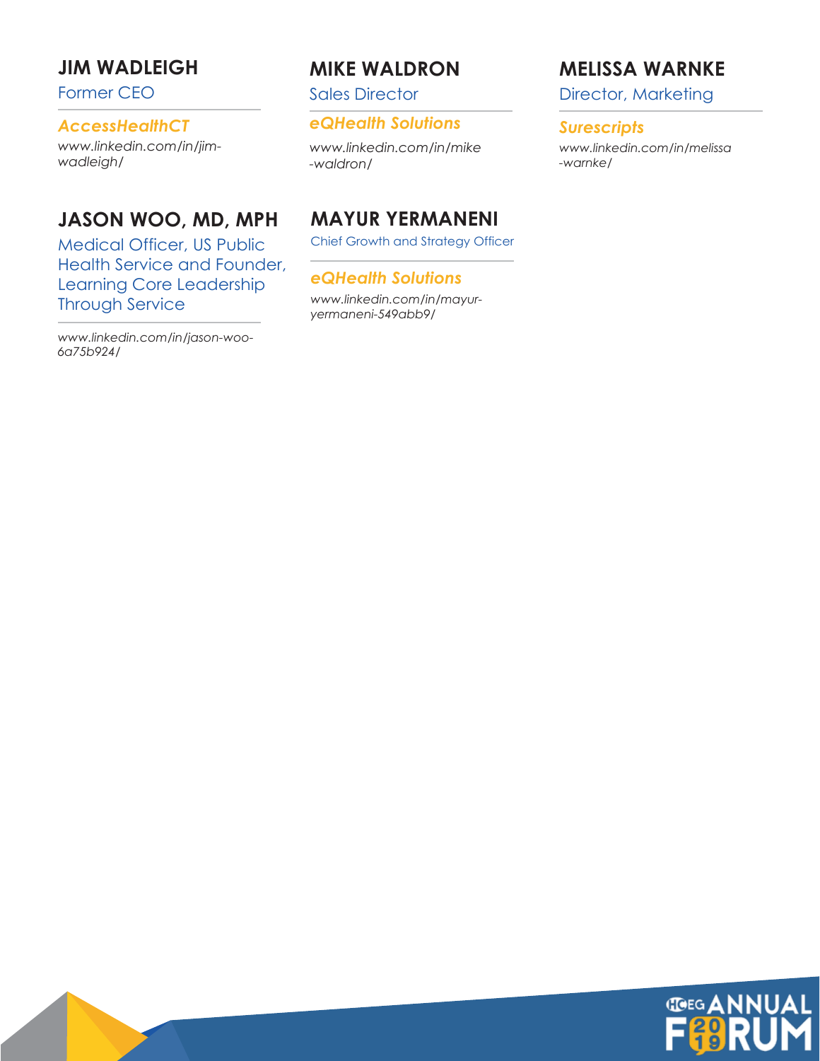## JIM WADLEIGH

Former CEO

***AccessHealthCT***

*www.linkedin.com/in/jim-wadleigh/*

## MIKE WALDRON

Sales Director

***eQHealth Solutions***

*www.linkedin.com/in/mike-waldron/*

## MELISSA WARNKE

Director, Marketing

***Surescripts***

*www.linkedin.com/in/melissa-warnke/*

## JASON WOO, MD, MPH

Medical Officer, US Public Health Service and Founder, Learning Core Leadership Through Service

*www.linkedin.com/in/jason-woo-6a75b924/*

## MAYUR YERMANENI

Chief Growth and Strategy Officer

***eQHealth Solutions***

*www.linkedin.com/in/mayur-yermaneni-549abb9/*